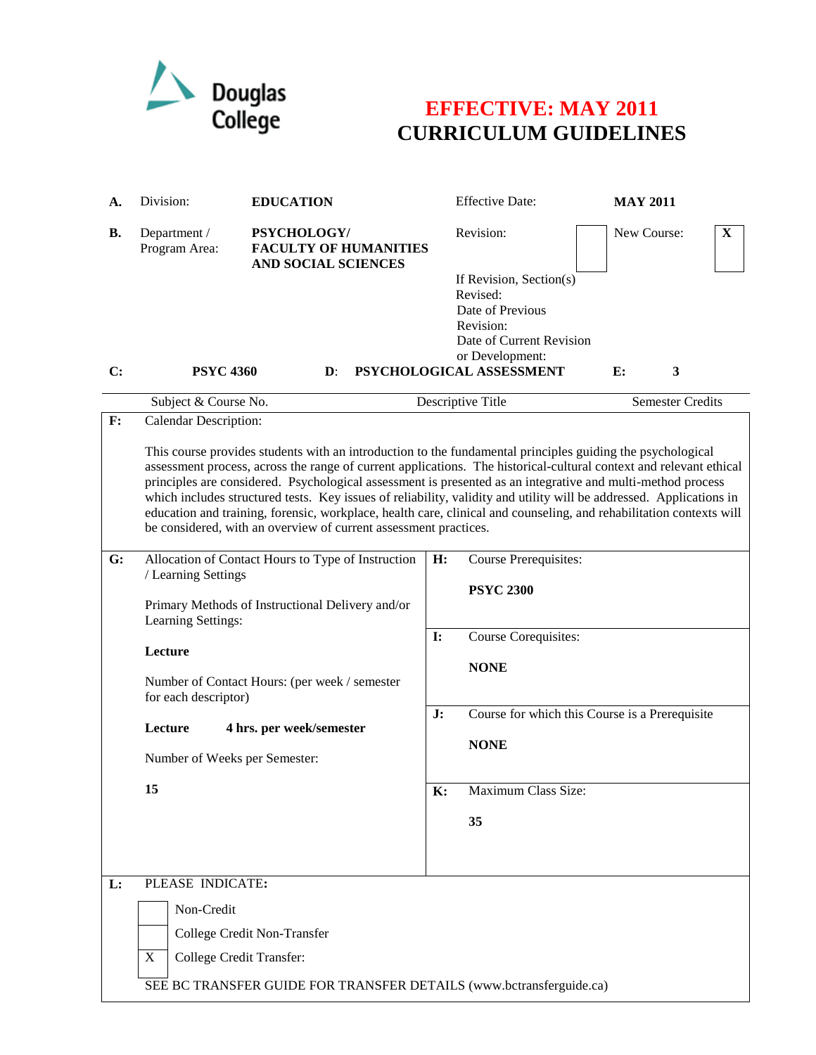Douglas College

# EFFECTIVE: MAY 2011
# CURRICULUM GUIDELINES

| | | | | |
|---|---|---|---|---|
| **A.** | Division: | **EDUCATION** | Effective Date: | **MAY 2011** |
| **B.** | Department / Program Area: | **PSYCHOLOGY/ FACULTY OF HUMANITIES AND SOCIAL SCIENCES** | Revision: [ ] | New Course: [X] |
| | | | If Revision, Section(s) Revised: | |
| | | | Date of Previous Revision: | |
| | | | Date of Current Revision or Development: | |

| **C:** | **PSYC 4360** | **D:** | **PSYCHOLOGICAL ASSESSMENT** | **E:** | **3** |
|---|---|---|---|---|---|
| | Subject & Course No. | | Descriptive Title | | Semester Credits |

**F:** Calendar Description:

This course provides students with an introduction to the fundamental principles guiding the psychological assessment process, across the range of current applications. The historical-cultural context and relevant ethical principles are considered. Psychological assessment is presented as an integrative and multi-method process which includes structured tests. Key issues of reliability, validity and utility will be addressed. Applications in education and training, forensic, workplace, health care, clinical and counseling, and rehabilitation contexts will be considered, with an overview of current assessment practices.

**G:** Allocation of Contact Hours to Type of Instruction / Learning Settings

Primary Methods of Instructional Delivery and/or Learning Settings:

**Lecture**

Number of Contact Hours: (per week / semester for each descriptor)

**Lecture 4 hrs. per week/semester**

Number of Weeks per Semester:

**15**

**H:** Course Prerequisites:

**PSYC 2300**

**I:** Course Corequisites:

**NONE**

**J:** Course for which this Course is a Prerequisite

**NONE**

**K:** Maximum Class Size:

**35**

**L:** PLEASE INDICATE:

- [ ] Non-Credit
- [ ] College Credit Non-Transfer
- [X] College Credit Transfer:

SEE BC TRANSFER GUIDE FOR TRANSFER DETAILS (www.bctransferguide.ca)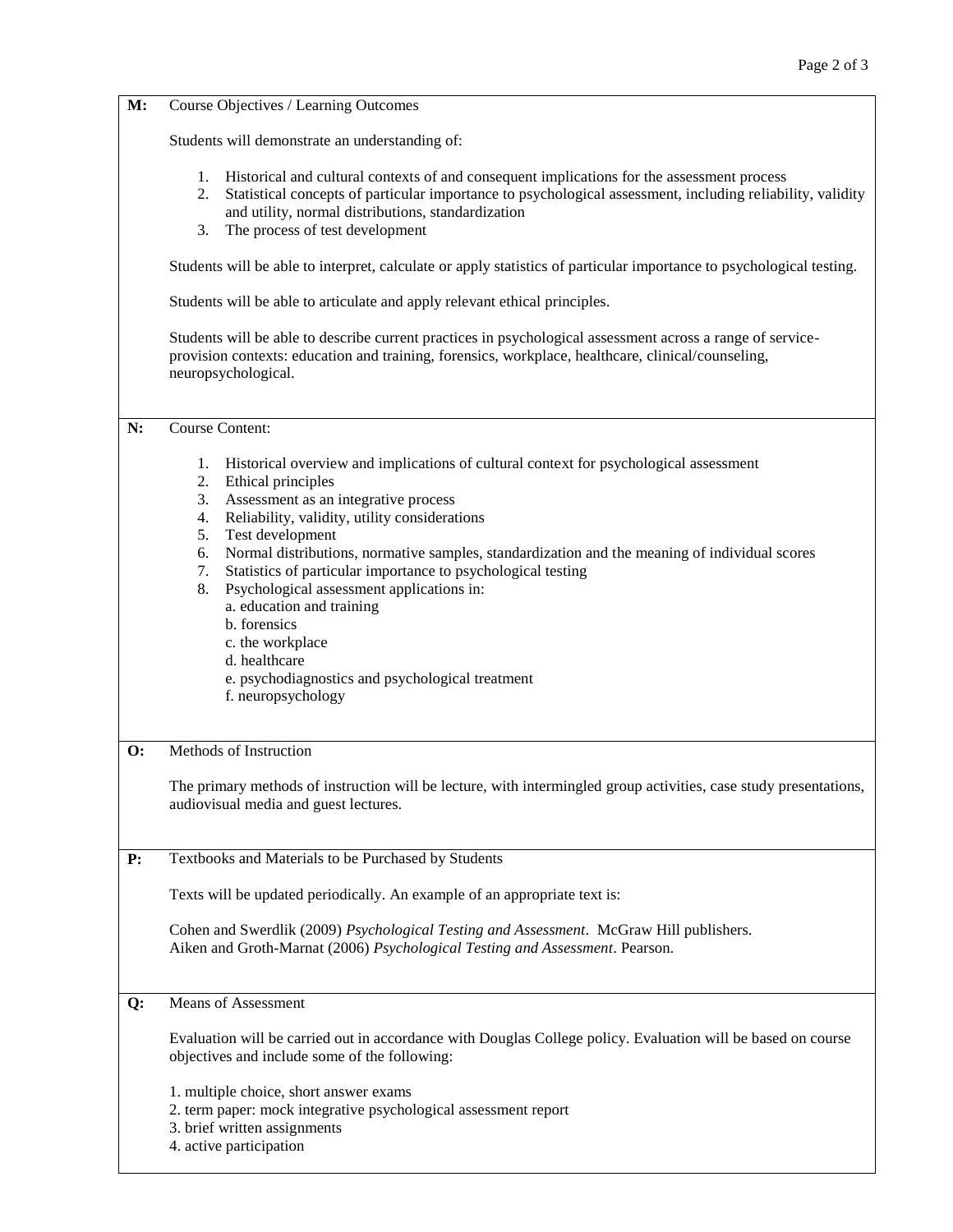**M:** Course Objectives / Learning Outcomes

Students will demonstrate an understanding of:

1. Historical and cultural contexts of and consequent implications for the assessment process
2. Statistical concepts of particular importance to psychological assessment, including reliability, validity and utility, normal distributions, standardization
3. The process of test development

Students will be able to interpret, calculate or apply statistics of particular importance to psychological testing.

Students will be able to articulate and apply relevant ethical principles.

Students will be able to describe current practices in psychological assessment across a range of service-provision contexts: education and training, forensics, workplace, healthcare, clinical/counseling, neuropsychological.

**N:** Course Content:

1. Historical overview and implications of cultural context for psychological assessment
2. Ethical principles
3. Assessment as an integrative process
4. Reliability, validity, utility considerations
5. Test development
6. Normal distributions, normative samples, standardization and the meaning of individual scores
7. Statistics of particular importance to psychological testing
8. Psychological assessment applications in:
   a. education and training
   b. forensics
   c. the workplace
   d. healthcare
   e. psychodiagnostics and psychological treatment
   f. neuropsychology

**O:** Methods of Instruction

The primary methods of instruction will be lecture, with intermingled group activities, case study presentations, audiovisual media and guest lectures.

**P:** Textbooks and Materials to be Purchased by Students

Texts will be updated periodically. An example of an appropriate text is:

Cohen and Swerdlik (2009) *Psychological Testing and Assessment*. McGraw Hill publishers.
Aiken and Groth-Marnat (2006) *Psychological Testing and Assessment*. Pearson.

**Q:** Means of Assessment

Evaluation will be carried out in accordance with Douglas College policy. Evaluation will be based on course objectives and include some of the following:

1. multiple choice, short answer exams
2. term paper: mock integrative psychological assessment report
3. brief written assignments
4. active participation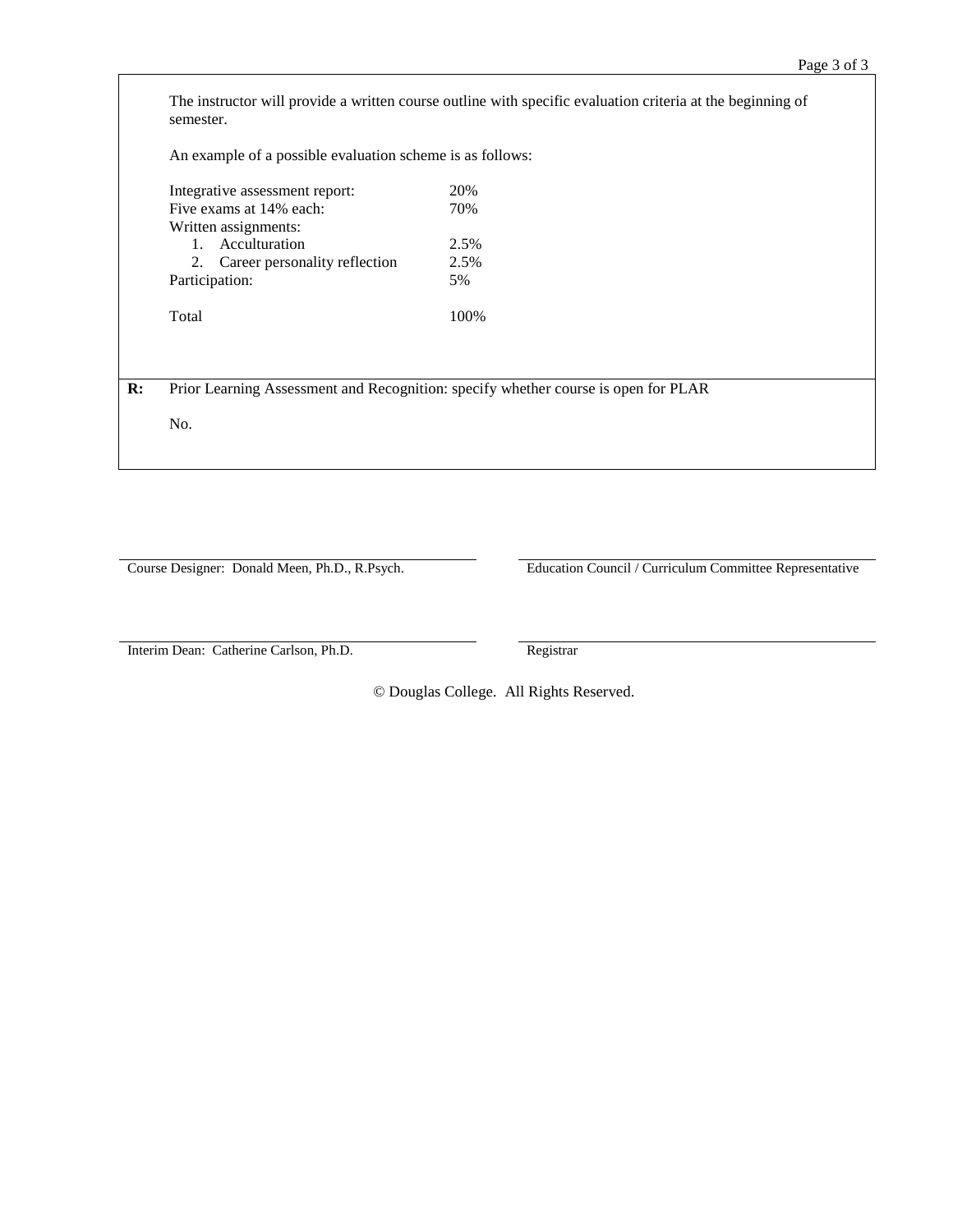The instructor will provide a written course outline with specific evaluation criteria at the beginning of semester.

An example of a possible evaluation scheme is as follows:

| | |
|---|---|
| Integrative assessment report: | 20% |
| Five exams at 14% each: | 70% |
| Written assignments: | |
| 1. Acculturation | 2.5% |
| 2. Career personality reflection | 2.5% |
| Participation: | 5% |
| Total | 100% |

**R:** Prior Learning Assessment and Recognition: specify whether course is open for PLAR

No.

Course Designer: Donald Meen, Ph.D., R.Psych.

Education Council / Curriculum Committee Representative

Interim Dean: Catherine Carlson, Ph.D.

Registrar

© Douglas College. All Rights Reserved.